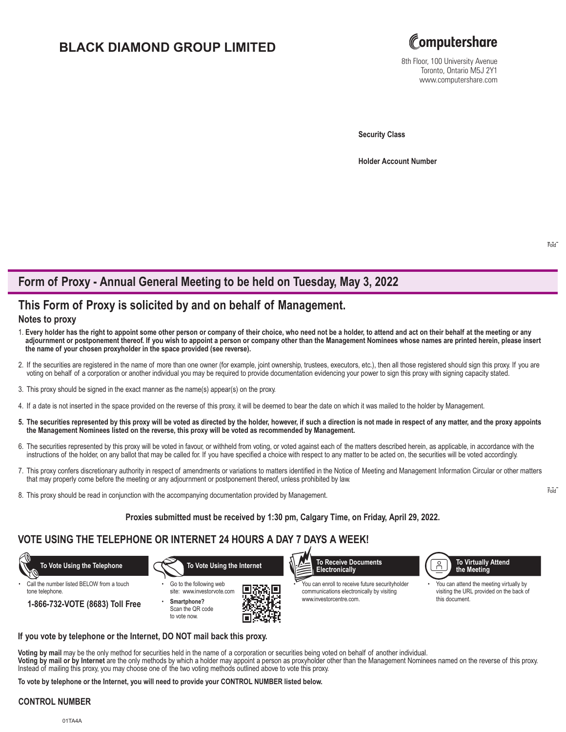# BLACK DIAMOND GROUP LIMITED

Computershare
8th Floor, 100 University Avenue
Toronto, Ontario M5J 2Y1
www.computershare.com

**Security Class**

**Holder Account Number**

## Form of Proxy - Annual General Meeting to be held on Tuesday, May 3, 2022

## This Form of Proxy is solicited by and on behalf of Management.

### Notes to proxy

1. **Every holder has the right to appoint some other person or company of their choice, who need not be a holder, to attend and act on their behalf at the meeting or any adjournment or postponement thereof. If you wish to appoint a person or company other than the Management Nominees whose names are printed herein, please insert the name of your chosen proxyholder in the space provided (see reverse).**
2. If the securities are registered in the name of more than one owner (for example, joint ownership, trustees, executors, etc.), then all those registered should sign this proxy. If you are voting on behalf of a corporation or another individual you may be required to provide documentation evidencing your power to sign this proxy with signing capacity stated.
3. This proxy should be signed in the exact manner as the name(s) appear(s) on the proxy.
4. If a date is not inserted in the space provided on the reverse of this proxy, it will be deemed to bear the date on which it was mailed to the holder by Management.
5. **The securities represented by this proxy will be voted as directed by the holder, however, if such a direction is not made in respect of any matter, and the proxy appoints the Management Nominees listed on the reverse, this proxy will be voted as recommended by Management.**
6. The securities represented by this proxy will be voted in favour, or withheld from voting, or voted against each of the matters described herein, as applicable, in accordance with the instructions of the holder, on any ballot that may be called for. If you have specified a choice with respect to any matter to be acted on, the securities will be voted accordingly.
7. This proxy confers discretionary authority in respect of amendments or variations to matters identified in the Notice of Meeting and Management Information Circular or other matters that may properly come before the meeting or any adjournment or postponement thereof, unless prohibited by law.
8. This proxy should be read in conjunction with the accompanying documentation provided by Management.

**Proxies submitted must be received by 1:30 pm, Calgary Time, on Friday, April 29, 2022.**

## VOTE USING THE TELEPHONE OR INTERNET 24 HOURS A DAY 7 DAYS A WEEK!

**To Vote Using the Telephone**

- Call the number listed BELOW from a touch tone telephone.

**1-866-732-VOTE (8683) Toll Free**

**To Vote Using the Internet**

- Go to the following web site: www.investorvote.com
- **Smartphone?** Scan the QR code to vote now.

**To Receive Documents Electronically**

- You can enroll to receive future securityholder communications electronically by visiting www.investorcentre.com.

**To Virtually Attend the Meeting**

- You can attend the meeting virtually by visiting the URL provided on the back of this document.

**If you vote by telephone or the Internet, DO NOT mail back this proxy.**

**Voting by mail** may be the only method for securities held in the name of a corporation or securities being voted on behalf of another individual.
**Voting by mail or by Internet** are the only methods by which a holder may appoint a person as proxyholder other than the Management Nominees named on the reverse of this proxy. Instead of mailing this proxy, you may choose one of the two voting methods outlined above to vote this proxy.

**To vote by telephone or the Internet, you will need to provide your CONTROL NUMBER listed below.**

**CONTROL NUMBER**

01TA4A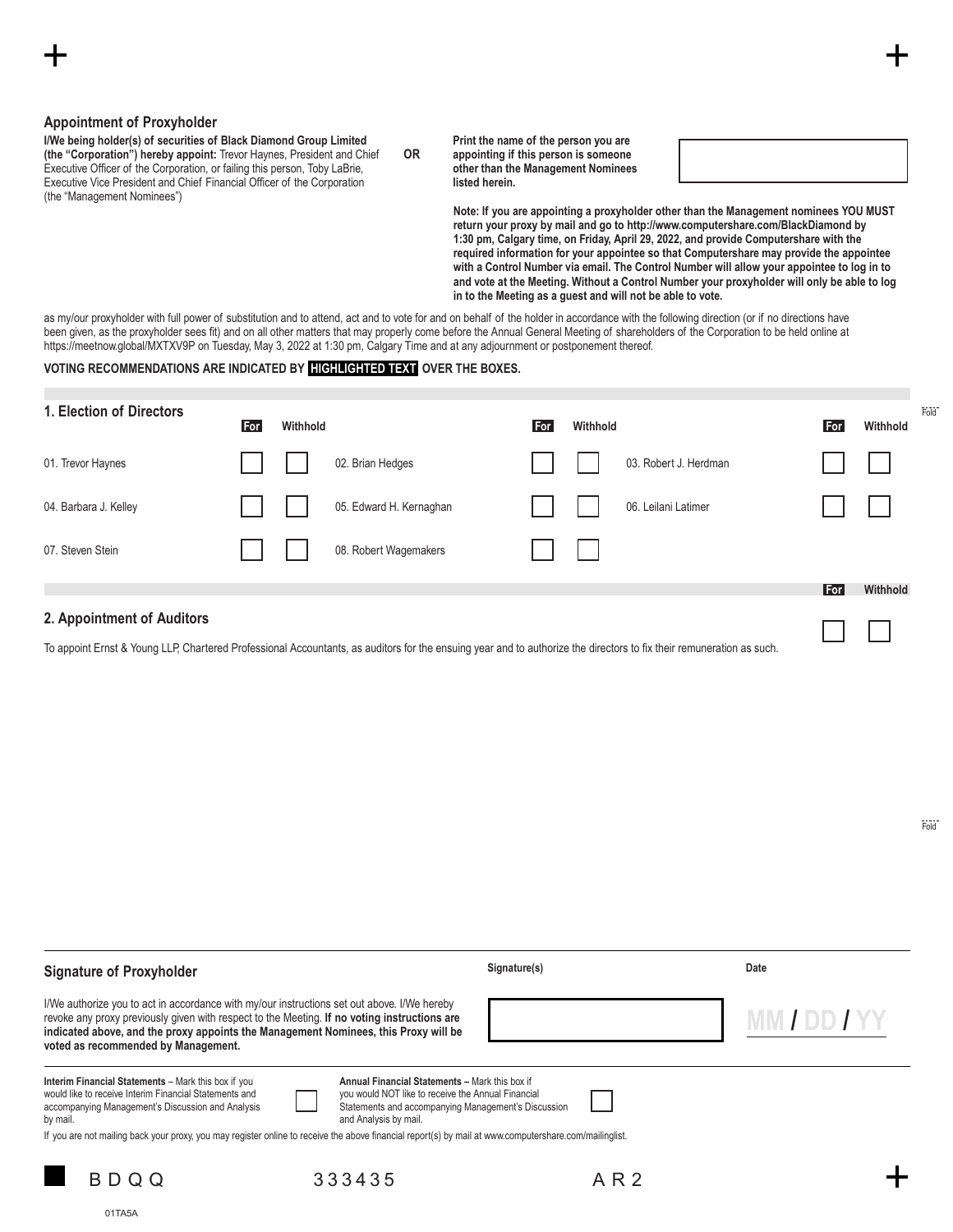## Appointment of Proxyholder

**I/We being holder(s) of securities of Black Diamond Group Limited (the "Corporation") hereby appoint:** Trevor Haynes, President and Chief Executive Officer of the Corporation, or failing this person, Toby LaBrie, Executive Vice President and Chief Financial Officer of the Corporation (the "Management Nominees")

**OR**

**Print the name of the person you are appointing if this person is someone other than the Management Nominees listed herein.**

**Note: If you are appointing a proxyholder other than the Management nominees YOU MUST return your proxy by mail and go to http://www.computershare.com/BlackDiamond by 1:30 pm, Calgary time, on Friday, April 29, 2022, and provide Computershare with the required information for your appointee so that Computershare may provide the appointee with a Control Number via email. The Control Number will allow your appointee to log in to and vote at the Meeting. Without a Control Number your proxyholder will only be able to log in to the Meeting as a guest and will not be able to vote.**

as my/our proxyholder with full power of substitution and to attend, act and to vote for and on behalf of the holder in accordance with the following direction (or if no directions have been given, as the proxyholder sees fit) and on all other matters that may properly come before the Annual General Meeting of shareholders of the Corporation to be held online at https://meetnow.global/MXTXV9P on Tuesday, May 3, 2022 at 1:30 pm, Calgary Time and at any adjournment or postponement thereof.

**VOTING RECOMMENDATIONS ARE INDICATED BY HIGHLIGHTED TEXT OVER THE BOXES.**

### 1. Election of Directors

| | For | Withhold | | For | Withhold | | For | Withhold |
|---|---|---|---|---|---|---|---|---|
| 01. Trevor Haynes | ☐ | ☐ | 02. Brian Hedges | ☐ | ☐ | 03. Robert J. Herdman | ☐ | ☐ |
| 04. Barbara J. Kelley | ☐ | ☐ | 05. Edward H. Kernaghan | ☐ | ☐ | 06. Leilani Latimer | ☐ | ☐ |
| 07. Steven Stein | ☐ | ☐ | 08. Robert Wagemakers | ☐ | ☐ | | | |

### 2. Appointment of Auditors

| | For | Withhold |
|---|---|---|
| To appoint Ernst & Young LLP, Chartered Professional Accountants, as auditors for the ensuing year and to authorize the directors to fix their remuneration as such. | ☐ | ☐ |

Fold

Fold

## Signature of Proxyholder

I/We authorize you to act in accordance with my/our instructions set out above. I/We hereby revoke any proxy previously given with respect to the Meeting. **If no voting instructions are indicated above, and the proxy appoints the Management Nominees, this Proxy will be voted as recommended by Management.**

Signature(s)

Date

MM / DD / YY

**Interim Financial Statements** – Mark this box if you would like to receive Interim Financial Statements and accompanying Management's Discussion and Analysis by mail. ☐

**Annual Financial Statements –** Mark this box if you would NOT like to receive the Annual Financial Statements and accompanying Management's Discussion and Analysis by mail. ☐

If you are not mailing back your proxy, you may register online to receive the above financial report(s) by mail at www.computershare.com/mailinglist.

B D Q Q 3 3 3 4 3 5 A R 2

01TA5A